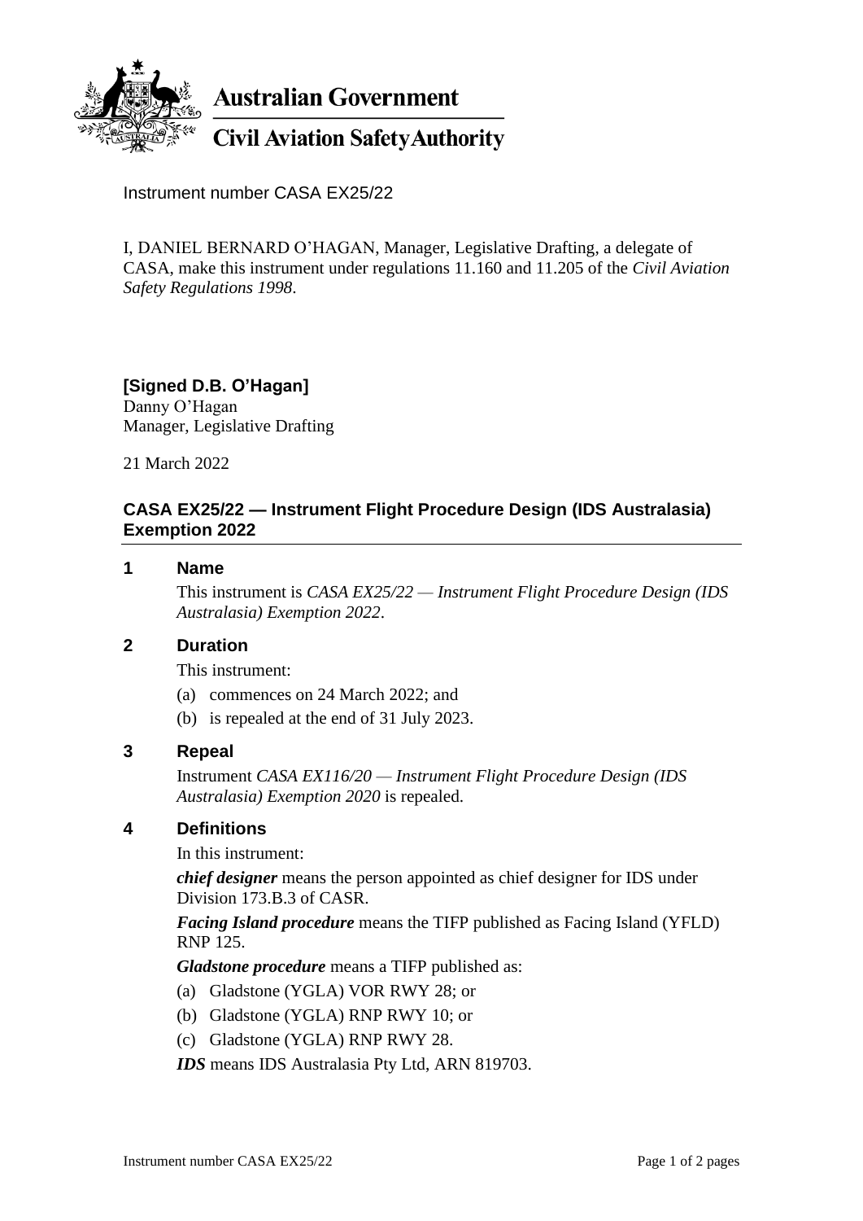**Australian Government**

**Civil Aviation Safety Authority**

Instrument number CASA EX25/22

I, DANIEL BERNARD O'HAGAN, Manager, Legislative Drafting, a delegate of CASA, make this instrument under regulations 11.160 and 11.205 of the *Civil Aviation Safety Regulations 1998*.

**[Signed D.B. O'Hagan]**
Danny O'Hagan
Manager, Legislative Drafting

21 March 2022

## CASA EX25/22 — Instrument Flight Procedure Design (IDS Australasia) Exemption 2022

### 1 Name

This instrument is *CASA EX25/22 — Instrument Flight Procedure Design (IDS Australasia) Exemption 2022*.

### 2 Duration

This instrument:

(a) commences on 24 March 2022; and

(b) is repealed at the end of 31 July 2023.

### 3 Repeal

Instrument *CASA EX116/20 — Instrument Flight Procedure Design (IDS Australasia) Exemption 2020* is repealed.

### 4 Definitions

In this instrument:

***chief designer*** means the person appointed as chief designer for IDS under Division 173.B.3 of CASR.

***Facing Island procedure*** means the TIFP published as Facing Island (YFLD) RNP 125.

***Gladstone procedure*** means a TIFP published as:

(a) Gladstone (YGLA) VOR RWY 28; or

(b) Gladstone (YGLA) RNP RWY 10; or

(c) Gladstone (YGLA) RNP RWY 28.

***IDS*** means IDS Australasia Pty Ltd, ARN 819703.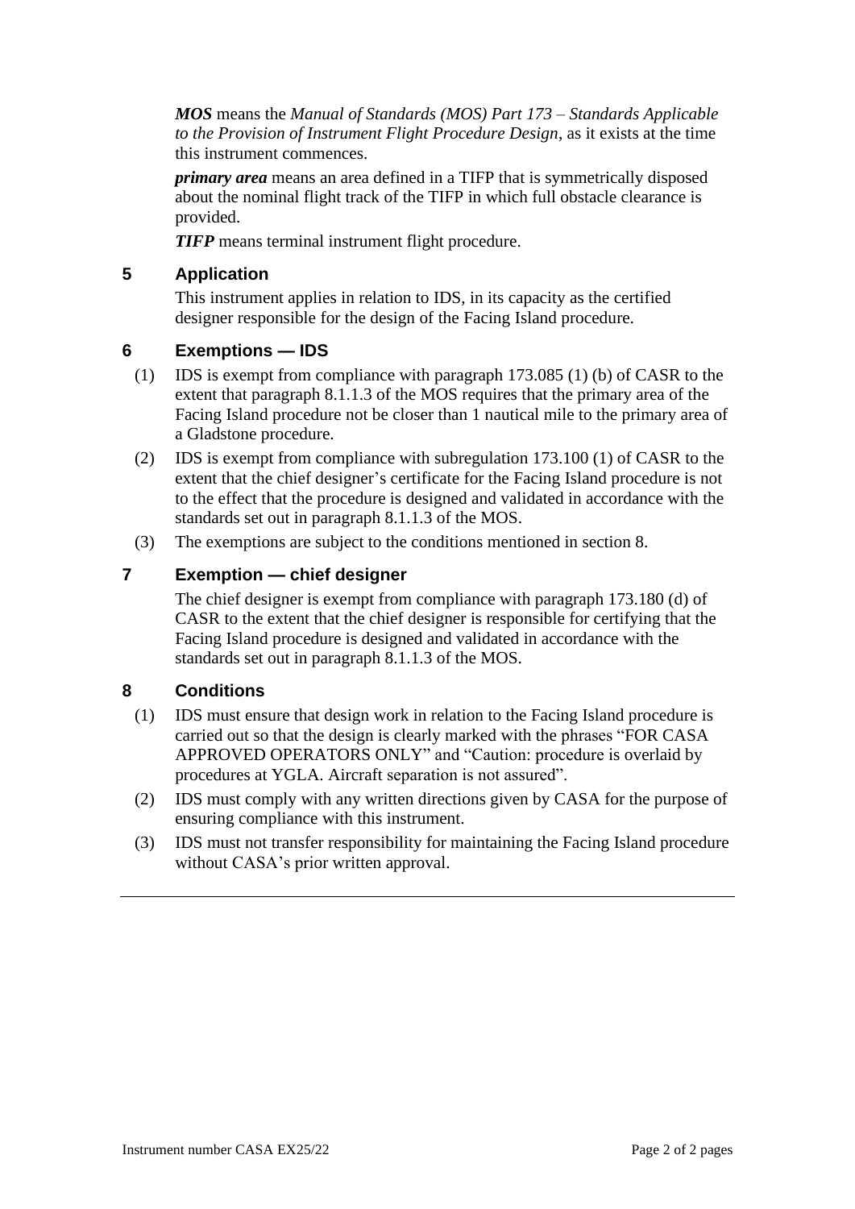***MOS*** means the *Manual of Standards (MOS) Part 173 – Standards Applicable to the Provision of Instrument Flight Procedure Design*, as it exists at the time this instrument commences.

***primary area*** means an area defined in a TIFP that is symmetrically disposed about the nominal flight track of the TIFP in which full obstacle clearance is provided.

***TIFP*** means terminal instrument flight procedure.

## 5 Application

This instrument applies in relation to IDS, in its capacity as the certified designer responsible for the design of the Facing Island procedure.

## 6 Exemptions — IDS

(1) IDS is exempt from compliance with paragraph 173.085 (1) (b) of CASR to the extent that paragraph 8.1.1.3 of the MOS requires that the primary area of the Facing Island procedure not be closer than 1 nautical mile to the primary area of a Gladstone procedure.

(2) IDS is exempt from compliance with subregulation 173.100 (1) of CASR to the extent that the chief designer's certificate for the Facing Island procedure is not to the effect that the procedure is designed and validated in accordance with the standards set out in paragraph 8.1.1.3 of the MOS.

(3) The exemptions are subject to the conditions mentioned in section 8.

## 7 Exemption — chief designer

The chief designer is exempt from compliance with paragraph 173.180 (d) of CASR to the extent that the chief designer is responsible for certifying that the Facing Island procedure is designed and validated in accordance with the standards set out in paragraph 8.1.1.3 of the MOS.

## 8 Conditions

(1) IDS must ensure that design work in relation to the Facing Island procedure is carried out so that the design is clearly marked with the phrases "FOR CASA APPROVED OPERATORS ONLY" and "Caution: procedure is overlaid by procedures at YGLA. Aircraft separation is not assured".

(2) IDS must comply with any written directions given by CASA for the purpose of ensuring compliance with this instrument.

(3) IDS must not transfer responsibility for maintaining the Facing Island procedure without CASA's prior written approval.